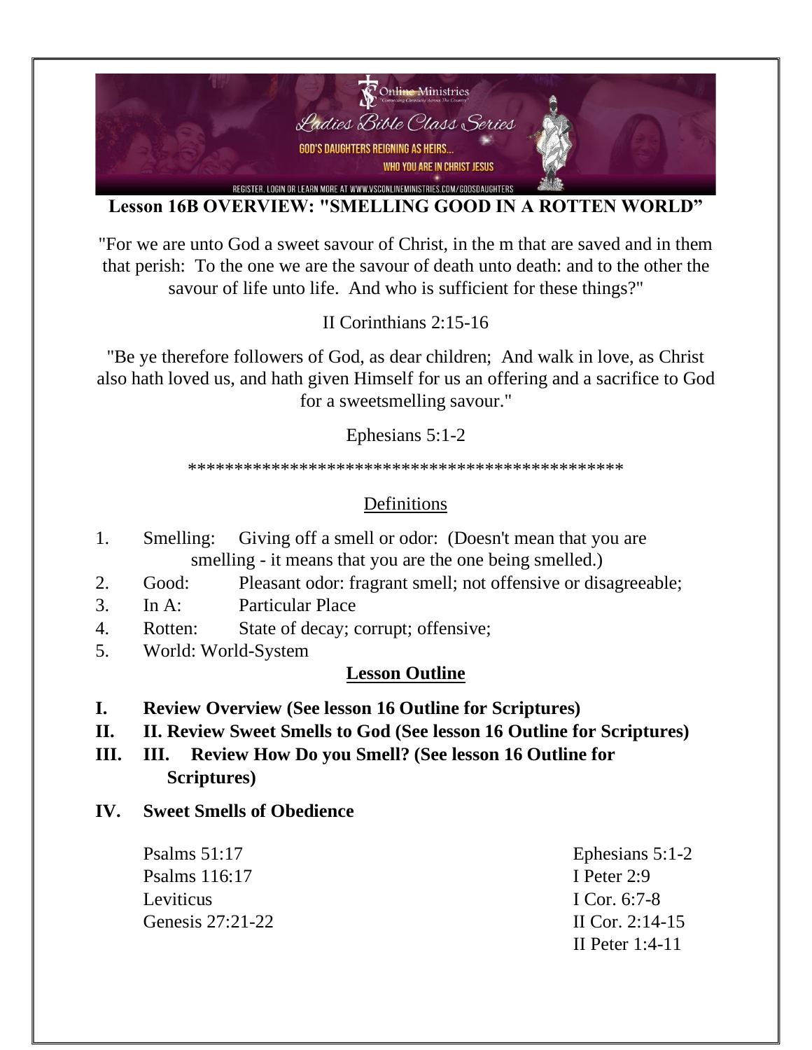Online Ministries

Ladies Bible Class Series

GOD'S DAUGHTERS REIGNING AS HEIRS...

WHO YOU ARE IN CHRIST JESUS

REGISTER, LOGIN OR LEARN MORE AT WWW.VSCONLINEMINISTRIES.COM/GODSDAUGHTERS

## Lesson 16B OVERVIEW: "SMELLING GOOD IN A ROTTEN WORLD"

"For we are unto God a sweet savour of Christ, in the m that are saved and in them that perish: To the one we are the savour of death unto death: and to the other the savour of life unto life. And who is sufficient for these things?"

II Corinthians 2:15-16

"Be ye therefore followers of God, as dear children; And walk in love, as Christ also hath loved us, and hath given Himself for us an offering and a sacrifice to God for a sweetsmelling savour."

Ephesians 5:1-2

\*\*\*\*\*\*\*\*\*\*\*\*\*\*\*\*\*\*\*\*\*\*\*\*\*\*\*\*\*\*\*\*\*\*\*\*\*\*\*\*\*\*\*\*\*\*\*\*\*

### Definitions

1. Smelling: Giving off a smell or odor: (Doesn't mean that you are smelling - it means that you are the one being smelled.)
2. Good: Pleasant odor: fragrant smell; not offensive or disagreeable;
3. In A: Particular Place
4. Rotten: State of decay; corrupt; offensive;
5. World: World-System

### Lesson Outline

**I. Review Overview (See lesson 16 Outline for Scriptures)**

**II. II. Review Sweet Smells to God (See lesson 16 Outline for Scriptures)**

**III. III. Review How Do you Smell? (See lesson 16 Outline for Scriptures)**

**IV. Sweet Smells of Obedience**

Psalms 51:17
Psalms 116:17
Leviticus
Genesis 27:21-22

Ephesians 5:1-2
I Peter 2:9
I Cor. 6:7-8
II Cor. 2:14-15
II Peter 1:4-11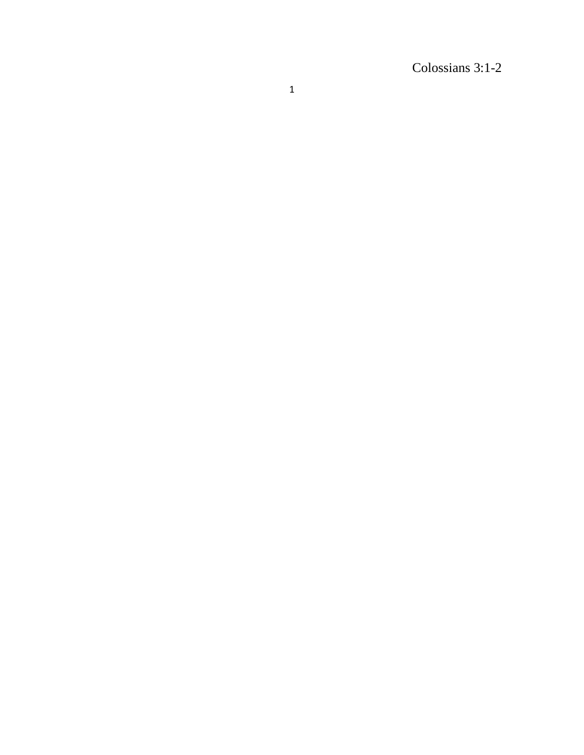Colossians 3:1-2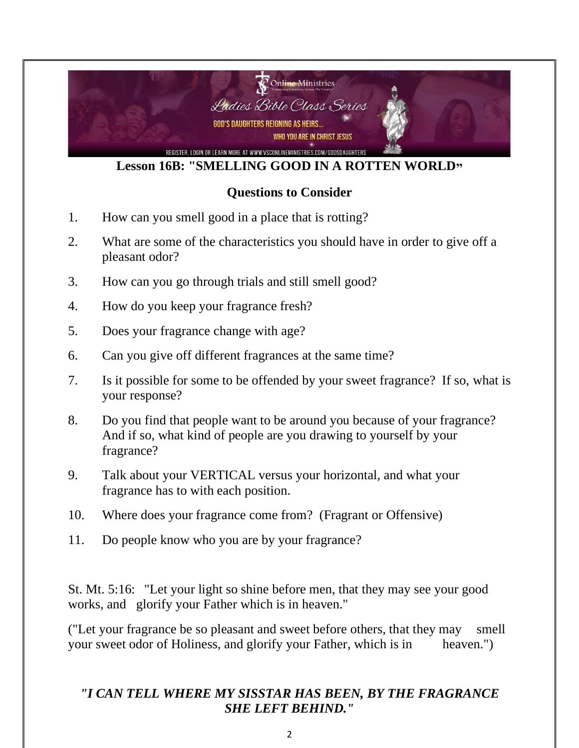## Lesson 16B: "SMELLING GOOD IN A ROTTEN WORLD"

### Questions to Consider

1. How can you smell good in a place that is rotting?
2. What are some of the characteristics you should have in order to give off a pleasant odor?
3. How can you go through trials and still smell good?
4. How do you keep your fragrance fresh?
5. Does your fragrance change with age?
6. Can you give off different fragrances at the same time?
7. Is it possible for some to be offended by your sweet fragrance? If so, what is your response?
8. Do you find that people want to be around you because of your fragrance? And if so, what kind of people are you drawing to yourself by your fragrance?
9. Talk about your VERTICAL versus your horizontal, and what your fragrance has to with each position.
10. Where does your fragrance come from? (Fragrant or Offensive)
11. Do people know who you are by your fragrance?

St. Mt. 5:16: "Let your light so shine before men, that they may see your good works, and glorify your Father which is in heaven."

("Let your fragrance be so pleasant and sweet before others, that they may smell your sweet odor of Holiness, and glorify your Father, which is in heaven.")

***"I CAN TELL WHERE MY SISSTAR HAS BEEN, BY THE FRAGRANCE SHE LEFT BEHIND."***